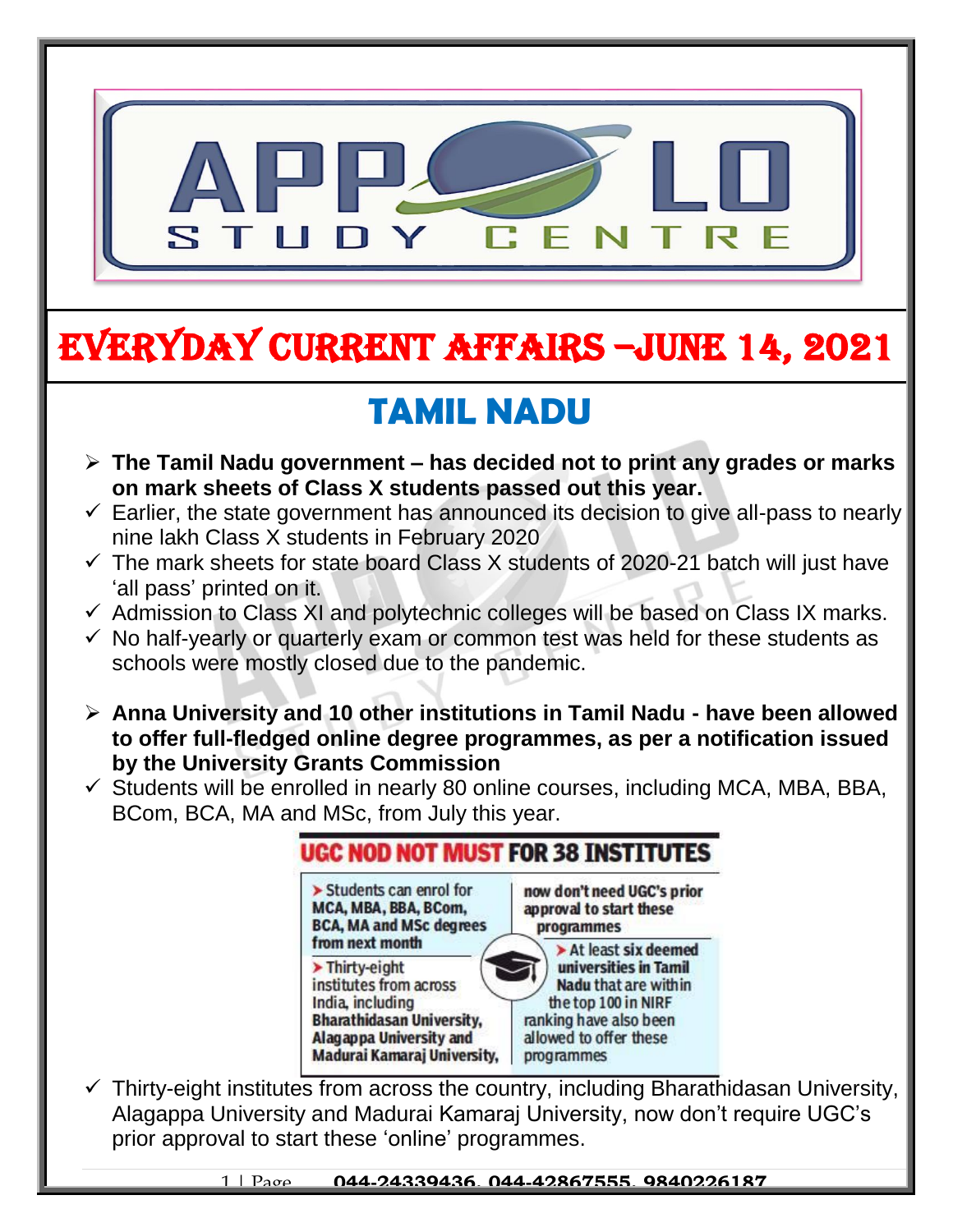# EVERYDAY CURRENT AFFAIRS –JUNE 14, 2021

## TAMIL NADU

- **The Tamil Nadu government – has decided not to print any grades or marks on mark sheets of Class X students passed out this year.**
  - ✓ Earlier, the state government has announced its decision to give all-pass to nearly nine lakh Class X students in February 2020
  - ✓ The mark sheets for state board Class X students of 2020-21 batch will just have 'all pass' printed on it.
  - ✓ Admission to Class XI and polytechnic colleges will be based on Class IX marks.
  - ✓ No half-yearly or quarterly exam or common test was held for these students as schools were mostly closed due to the pandemic.

- **Anna University and 10 other institutions in Tamil Nadu - have been allowed to offer full-fledged online degree programmes, as per a notification issued by the University Grants Commission**
  - ✓ Students will be enrolled in nearly 80 online courses, including MCA, MBA, BBA, BCom, BCA, MA and MSc, from July this year.

**UGC NOD NOT MUST FOR 38 INSTITUTES**

- Students can enrol for **MCA, MBA, BBA, BCom, BCA, MA and MSc degrees from next month**
- Thirty-eight institutes from across India, including **Bharathidasan University, Alagappa University and Madurai Kamaraj University, now don't need UGC's prior approval to start these programmes**
- **At least six deemed universities in Tamil Nadu** that are within the top 100 in NIRF ranking have also been allowed to offer these programmes

  - ✓ Thirty-eight institutes from across the country, including Bharathidasan University, Alagappa University and Madurai Kamaraj University, now don't require UGC's prior approval to start these 'online' programmes.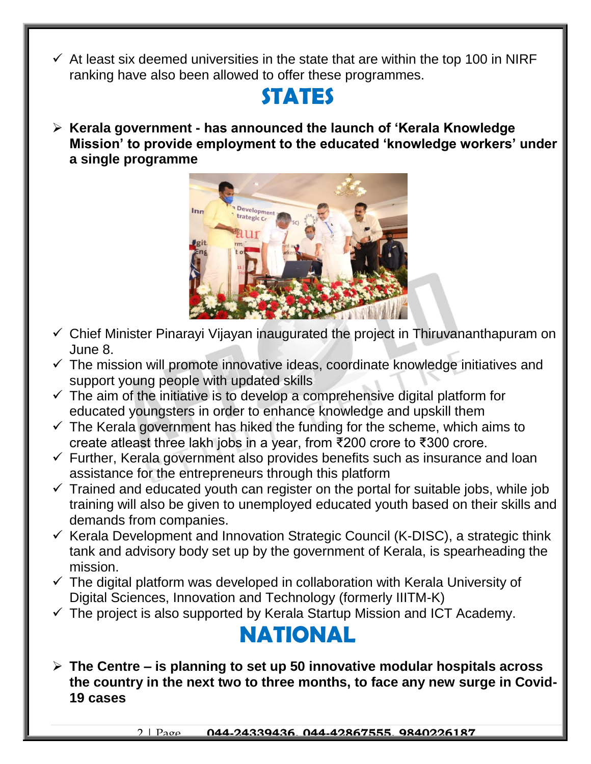- ✓ At least six deemed universities in the state that are within the top 100 in NIRF ranking have also been allowed to offer these programmes.

## STATES

- **Kerala government - has announced the launch of 'Kerala Knowledge Mission' to provide employment to the educated 'knowledge workers' under a single programme**

  - ✓ Chief Minister Pinarayi Vijayan inaugurated the project in Thiruvananthapuram on June 8.
  - ✓ The mission will promote innovative ideas, coordinate knowledge initiatives and support young people with updated skills
  - ✓ The aim of the initiative is to develop a comprehensive digital platform for educated youngsters in order to enhance knowledge and upskill them
  - ✓ The Kerala government has hiked the funding for the scheme, which aims to create atleast three lakh jobs in a year, from ₹200 crore to ₹300 crore.
  - ✓ Further, Kerala government also provides benefits such as insurance and loan assistance for the entrepreneurs through this platform
  - ✓ Trained and educated youth can register on the portal for suitable jobs, while job training will also be given to unemployed educated youth based on their skills and demands from companies.
  - ✓ Kerala Development and Innovation Strategic Council (K-DISC), a strategic think tank and advisory body set up by the government of Kerala, is spearheading the mission.
  - ✓ The digital platform was developed in collaboration with Kerala University of Digital Sciences, Innovation and Technology (formerly IIITM-K)
  - ✓ The project is also supported by Kerala Startup Mission and ICT Academy.

## NATIONAL

- **The Centre – is planning to set up 50 innovative modular hospitals across the country in the next two to three months, to face any new surge in Covid-19 cases**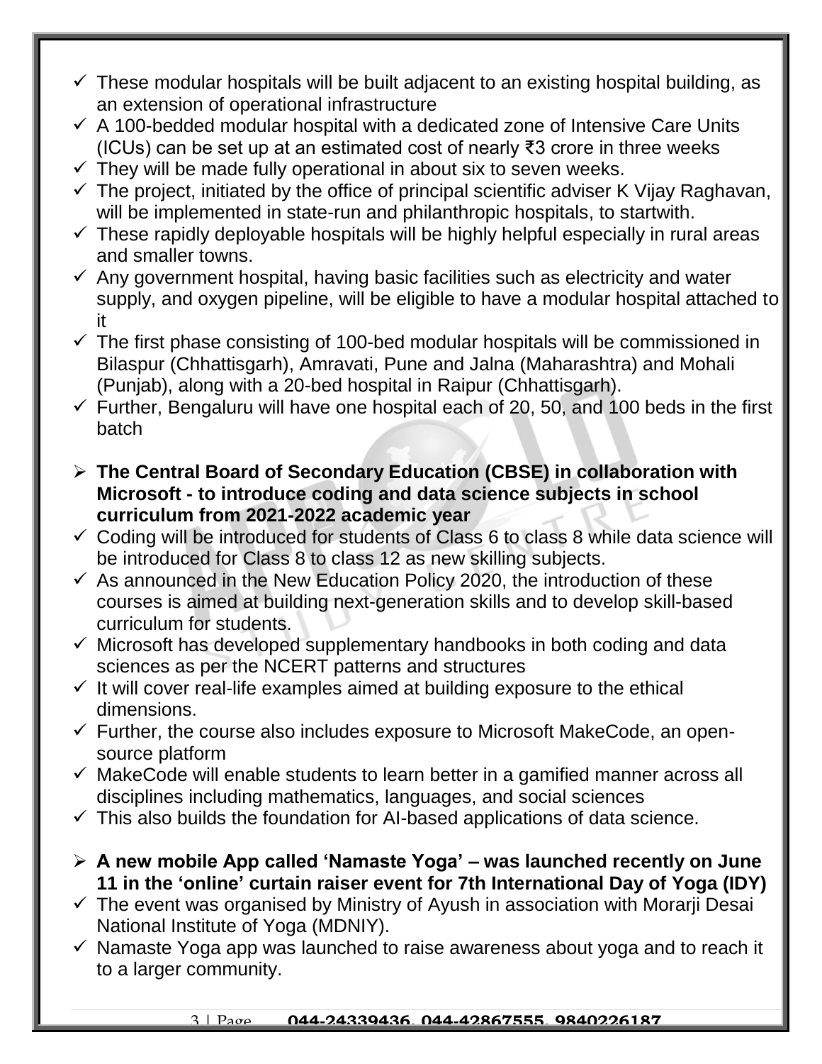- ✓ These modular hospitals will be built adjacent to an existing hospital building, as an extension of operational infrastructure
- ✓ A 100-bedded modular hospital with a dedicated zone of Intensive Care Units (ICUs) can be set up at an estimated cost of nearly ₹3 crore in three weeks
- ✓ They will be made fully operational in about six to seven weeks.
- ✓ The project, initiated by the office of principal scientific adviser K Vijay Raghavan, will be implemented in state-run and philanthropic hospitals, to startwith.
- ✓ These rapidly deployable hospitals will be highly helpful especially in rural areas and smaller towns.
- ✓ Any government hospital, having basic facilities such as electricity and water supply, and oxygen pipeline, will be eligible to have a modular hospital attached to it
- ✓ The first phase consisting of 100-bed modular hospitals will be commissioned in Bilaspur (Chhattisgarh), Amravati, Pune and Jalna (Maharashtra) and Mohali (Punjab), along with a 20-bed hospital in Raipur (Chhattisgarh).
- ✓ Further, Bengaluru will have one hospital each of 20, 50, and 100 beds in the first batch

- ➢ **The Central Board of Secondary Education (CBSE) in collaboration with Microsoft - to introduce coding and data science subjects in school curriculum from 2021-2022 academic year**
- ✓ Coding will be introduced for students of Class 6 to class 8 while data science will be introduced for Class 8 to class 12 as new skilling subjects.
- ✓ As announced in the New Education Policy 2020, the introduction of these courses is aimed at building next-generation skills and to develop skill-based curriculum for students.
- ✓ Microsoft has developed supplementary handbooks in both coding and data sciences as per the NCERT patterns and structures
- ✓ It will cover real-life examples aimed at building exposure to the ethical dimensions.
- ✓ Further, the course also includes exposure to Microsoft MakeCode, an open-source platform
- ✓ MakeCode will enable students to learn better in a gamified manner across all disciplines including mathematics, languages, and social sciences
- ✓ This also builds the foundation for AI-based applications of data science.

- ➢ **A new mobile App called 'Namaste Yoga' – was launched recently on June 11 in the 'online' curtain raiser event for 7th International Day of Yoga (IDY)**
- ✓ The event was organised by Ministry of Ayush in association with Morarji Desai National Institute of Yoga (MDNIY).
- ✓ Namaste Yoga app was launched to raise awareness about yoga and to reach it to a larger community.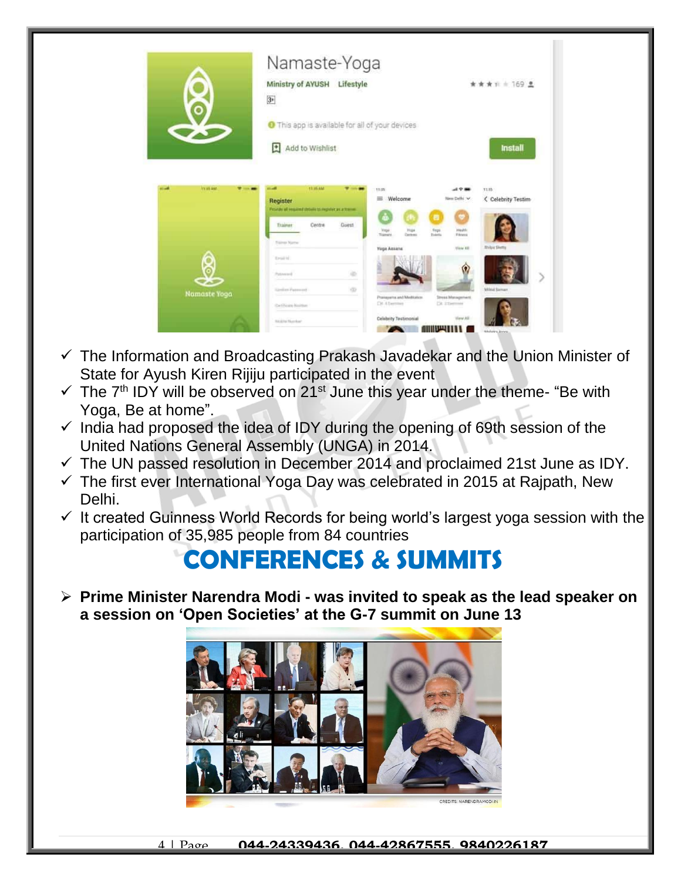- ✓ The Information and Broadcasting Prakash Javadekar and the Union Minister of State for Ayush Kiren Rijiju participated in the event
- ✓ The 7th IDY will be observed on 21st June this year under the theme- "Be with Yoga, Be at home".
- ✓ India had proposed the idea of IDY during the opening of 69th session of the United Nations General Assembly (UNGA) in 2014.
- ✓ The UN passed resolution in December 2014 and proclaimed 21st June as IDY.
- ✓ The first ever International Yoga Day was celebrated in 2015 at Rajpath, New Delhi.
- ✓ It created Guinness World Records for being world's largest yoga session with the participation of 35,985 people from 84 countries

# CONFERENCES & SUMMITS

- **Prime Minister Narendra Modi - was invited to speak as the lead speaker on a session on 'Open Societies' at the G-7 summit on June 13**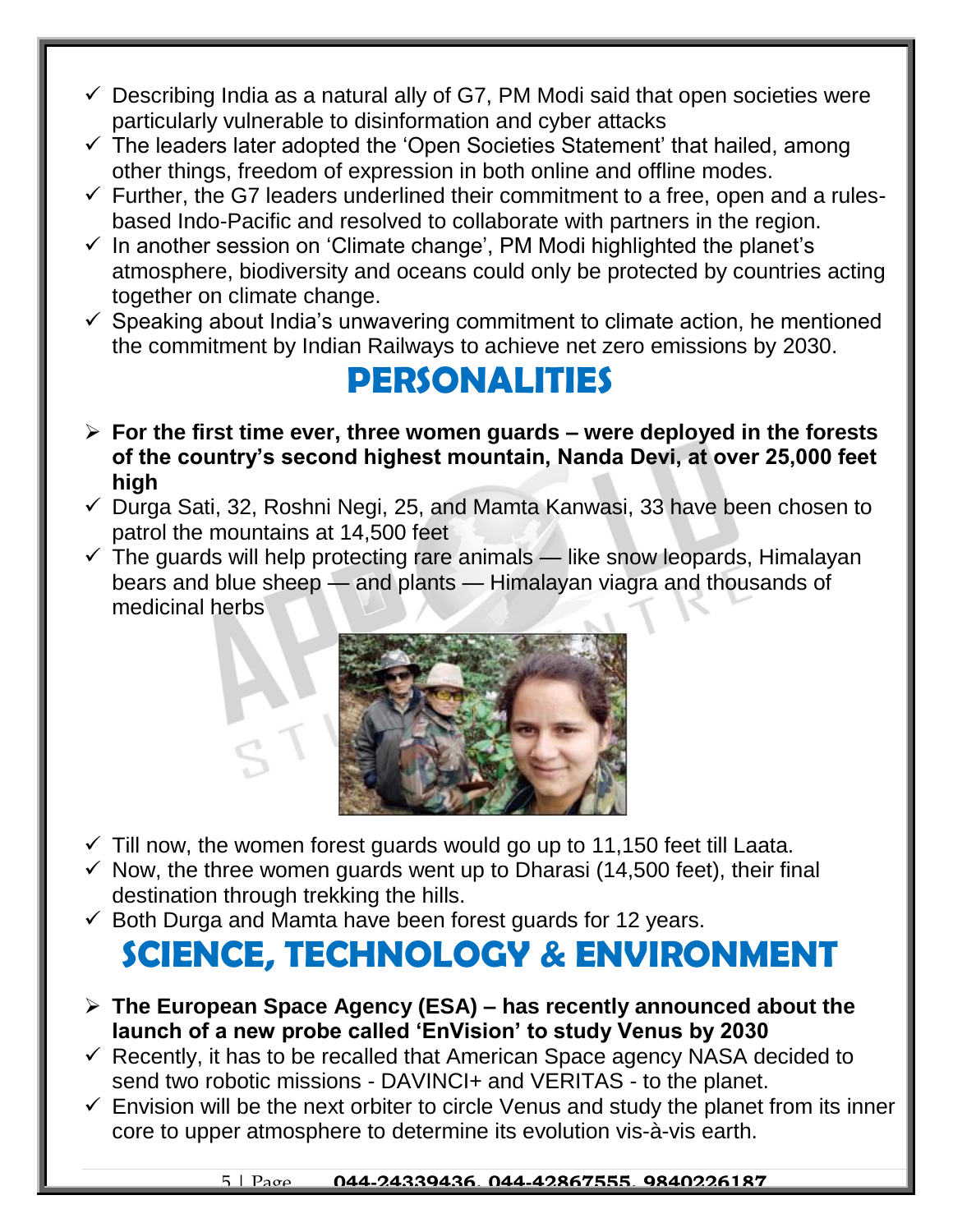- ✓ Describing India as a natural ally of G7, PM Modi said that open societies were particularly vulnerable to disinformation and cyber attacks
- ✓ The leaders later adopted the 'Open Societies Statement' that hailed, among other things, freedom of expression in both online and offline modes.
- ✓ Further, the G7 leaders underlined their commitment to a free, open and a rules-based Indo-Pacific and resolved to collaborate with partners in the region.
- ✓ In another session on 'Climate change', PM Modi highlighted the planet's atmosphere, biodiversity and oceans could only be protected by countries acting together on climate change.
- ✓ Speaking about India's unwavering commitment to climate action, he mentioned the commitment by Indian Railways to achieve net zero emissions by 2030.

# PERSONALITIES

- ➢ **For the first time ever, three women guards – were deployed in the forests of the country's second highest mountain, Nanda Devi, at over 25,000 feet high**
- ✓ Durga Sati, 32, Roshni Negi, 25, and Mamta Kanwasi, 33 have been chosen to patrol the mountains at 14,500 feet
- ✓ The guards will help protecting rare animals — like snow leopards, Himalayan bears and blue sheep — and plants — Himalayan viagra and thousands of medicinal herbs
- ✓ Till now, the women forest guards would go up to 11,150 feet till Laata.
- ✓ Now, the three women guards went up to Dharasi (14,500 feet), their final destination through trekking the hills.
- ✓ Both Durga and Mamta have been forest guards for 12 years.

# SCIENCE, TECHNOLOGY & ENVIRONMENT

- ➢ **The European Space Agency (ESA) – has recently announced about the launch of a new probe called 'EnVision' to study Venus by 2030**
- ✓ Recently, it has to be recalled that American Space agency NASA decided to send two robotic missions - DAVINCI+ and VERITAS - to the planet.
- ✓ Envision will be the next orbiter to circle Venus and study the planet from its inner core to upper atmosphere to determine its evolution vis-à-vis earth.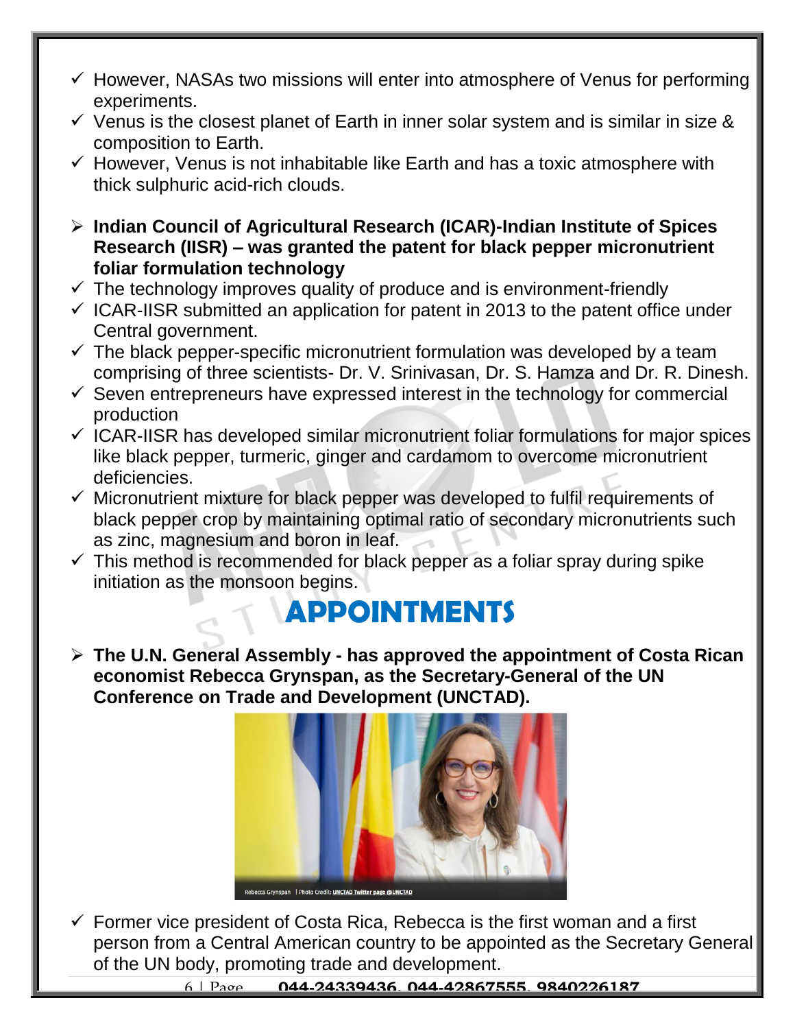- ✓ However, NASAs two missions will enter into atmosphere of Venus for performing experiments.
- ✓ Venus is the closest planet of Earth in inner solar system and is similar in size & composition to Earth.
- ✓ However, Venus is not inhabitable like Earth and has a toxic atmosphere with thick sulphuric acid-rich clouds.

- ➢ **Indian Council of Agricultural Research (ICAR)-Indian Institute of Spices Research (IISR) – was granted the patent for black pepper micronutrient foliar formulation technology**
- ✓ The technology improves quality of produce and is environment-friendly
- ✓ ICAR-IISR submitted an application for patent in 2013 to the patent office under Central government.
- ✓ The black pepper-specific micronutrient formulation was developed by a team comprising of three scientists- Dr. V. Srinivasan, Dr. S. Hamza and Dr. R. Dinesh.
- ✓ Seven entrepreneurs have expressed interest in the technology for commercial production
- ✓ ICAR-IISR has developed similar micronutrient foliar formulations for major spices like black pepper, turmeric, ginger and cardamom to overcome micronutrient deficiencies.
- ✓ Micronutrient mixture for black pepper was developed to fulfil requirements of black pepper crop by maintaining optimal ratio of secondary micronutrients such as zinc, magnesium and boron in leaf.
- ✓ This method is recommended for black pepper as a foliar spray during spike initiation as the monsoon begins.

## APPOINTMENTS

- ➢ **The U.N. General Assembly - has approved the appointment of Costa Rican economist Rebecca Grynspan, as the Secretary-General of the UN Conference on Trade and Development (UNCTAD).**

Rebecca Grynspan | Photo Credit: UNCTAD Twitter page @UNCTAD

- ✓ Former vice president of Costa Rica, Rebecca is the first woman and a first person from a Central American country to be appointed as the Secretary General of the UN body, promoting trade and development.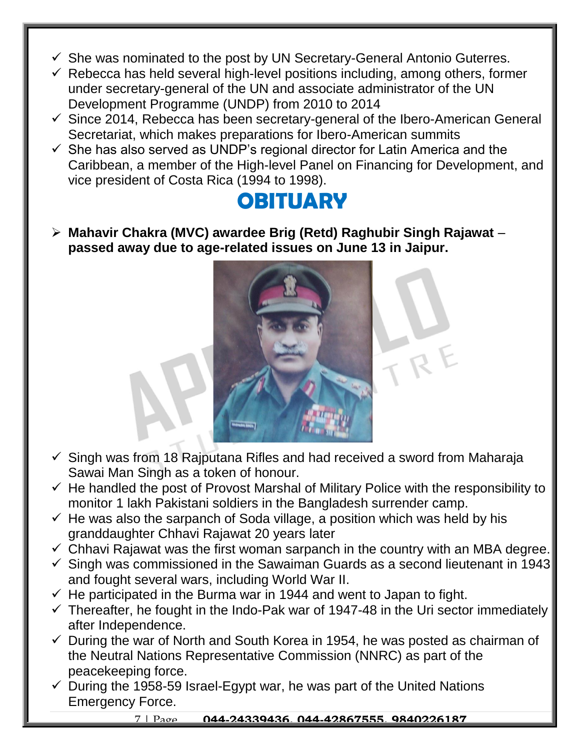- She was nominated to the post by UN Secretary-General Antonio Guterres.
- Rebecca has held several high-level positions including, among others, former under secretary-general of the UN and associate administrator of the UN Development Programme (UNDP) from 2010 to 2014
- Since 2014, Rebecca has been secretary-general of the Ibero-American General Secretariat, which makes preparations for Ibero-American summits
- She has also served as UNDP's regional director for Latin America and the Caribbean, a member of the High-level Panel on Financing for Development, and vice president of Costa Rica (1994 to 1998).

# OBITUARY

- **Mahavir Chakra (MVC) awardee Brig (Retd) Raghubir Singh Rajawat – passed away due to age-related issues on June 13 in Jaipur.**

  - Singh was from 18 Rajputana Rifles and had received a sword from Maharaja Sawai Man Singh as a token of honour.
  - He handled the post of Provost Marshal of Military Police with the responsibility to monitor 1 lakh Pakistani soldiers in the Bangladesh surrender camp.
  - He was also the sarpanch of Soda village, a position which was held by his granddaughter Chhavi Rajawat 20 years later
  - Chhavi Rajawat was the first woman sarpanch in the country with an MBA degree.
  - Singh was commissioned in the Sawaiman Guards as a second lieutenant in 1943 and fought several wars, including World War II.
  - He participated in the Burma war in 1944 and went to Japan to fight.
  - Thereafter, he fought in the Indo-Pak war of 1947-48 in the Uri sector immediately after Independence.
  - During the war of North and South Korea in 1954, he was posted as chairman of the Neutral Nations Representative Commission (NNRC) as part of the peacekeeping force.
  - During the 1958-59 Israel-Egypt war, he was part of the United Nations Emergency Force.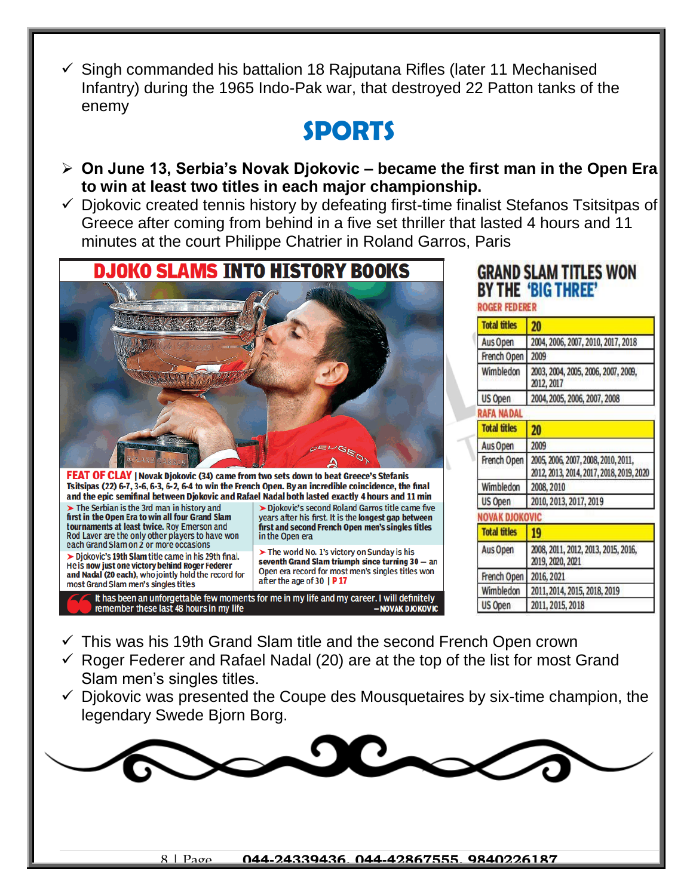- Singh commanded his battalion 18 Rajputana Rifles (later 11 Mechanised Infantry) during the 1965 Indo-Pak war, that destroyed 22 Patton tanks of the enemy

# SPORTS

- **On June 13, Serbia's Novak Djokovic – became the first man in the Open Era to win at least two titles in each major championship.**
- Djokovic created tennis history by defeating first-time finalist Stefanos Tsitsitpas of Greece after coming from behind in a five set thriller that lasted 4 hours and 11 minutes at the court Philippe Chatrier in Roland Garros, Paris

## DJOKO SLAMS INTO HISTORY BOOKS

**FEAT OF CLAY** | **Novak Djokovic (34) came from two sets down to beat Greece's Stefanis Tsitsipas (22) 6-7, 3-6, 6-3, 6-2, 6-4 to win the French Open. By an incredible coincidence, the final and the epic semifinal between Djokovic and Rafael Nadal both lasted exactly 4 hours and 11 min**

- The Serbian is the 3rd man in history and **first in the Open Era to win all four Grand Slam tournaments at least twice.** Roy Emerson and Rod Laver are the only other players to have won each Grand Slam on 2 or more occasions
- Djokovic's **19th Slam** title came in his 29th final. He is **now just one victory behind Roger Federer and Nadal (20 each),** who jointly hold the record for most Grand Slam men's singles titles
- Djokovic's second Roland Garros title came five years after his first. It is the **longest gap between first and second French Open men's singles titles** in the Open era
- The world No. 1's victory on Sunday is his **seventh Grand Slam triumph since turning 30** — an Open era record for most men's singles titles won after the age of 30 | P 17

It has been an unforgettable few moments for me in my life and my career. I will definitely remember these last 48 hours in my life —NOVAK DJOKOVIC

## GRAND SLAM TITLES WON BY THE 'BIG THREE'

**ROGER FEDERER**

| | |
|---|---|
| Total titles | 20 |
| Aus Open | 2004, 2006, 2007, 2010, 2017, 2018 |
| French Open | 2009 |
| Wimbledon | 2003, 2004, 2005, 2006, 2007, 2009, 2012, 2017 |
| US Open | 2004, 2005, 2006, 2007, 2008 |

**RAFA NADAL**

| | |
|---|---|
| Total titles | 20 |
| Aus Open | 2009 |
| French Open | 2005, 2006, 2007, 2008, 2010, 2011, 2012, 2013, 2014, 2017, 2018, 2019, 2020 |
| Wimbledon | 2008, 2010 |
| US Open | 2010, 2013, 2017, 2019 |

**NOVAK DJOKOVIC**

| | |
|---|---|
| Total titles | 19 |
| Aus Open | 2008, 2011, 2012, 2013, 2015, 2016, 2019, 2020, 2021 |
| French Open | 2016, 2021 |
| Wimbledon | 2011, 2014, 2015, 2018, 2019 |
| US Open | 2011, 2015, 2018 |

- This was his 19th Grand Slam title and the second French Open crown
- Roger Federer and Rafael Nadal (20) are at the top of the list for most Grand Slam men's singles titles.
- Djokovic was presented the Coupe des Mousquetaires by six-time champion, the legendary Swede Bjorn Borg.